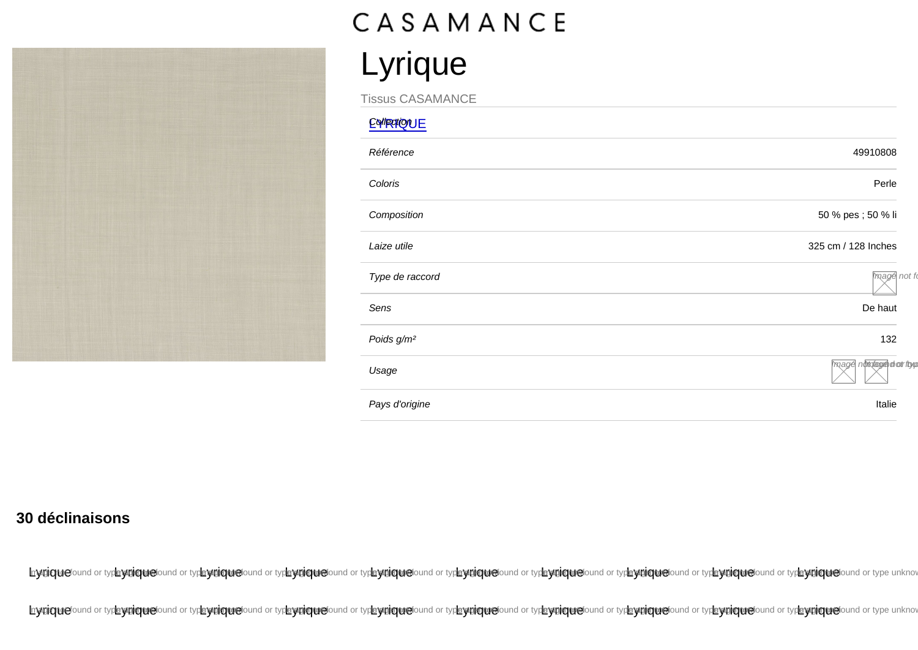CASAMANCE

# Lyrique

Tissus CASAMANCE

| | |
|---|---|
| *Collection* | LYRIQUE |
| *Référence* | 49910808 |
| *Coloris* | Perle |
| *Composition* | 50 % pes ; 50 % li |
| *Laize utile* | 325 cm / 128 Inches |
| *Type de raccord* | |
| *Sens* | De haut |
| *Poids g/m²* | 132 |
| *Usage* | |
| *Pays d'origine* | Italie |

**30 déclinaisons**

Lyrique Lyrique Lyrique Lyrique Lyrique Lyrique Lyrique Lyrique Lyrique Lyrique

Lyrique Lyrique Lyrique Lyrique Lyrique Lyrique Lyrique Lyrique Lyrique Lyrique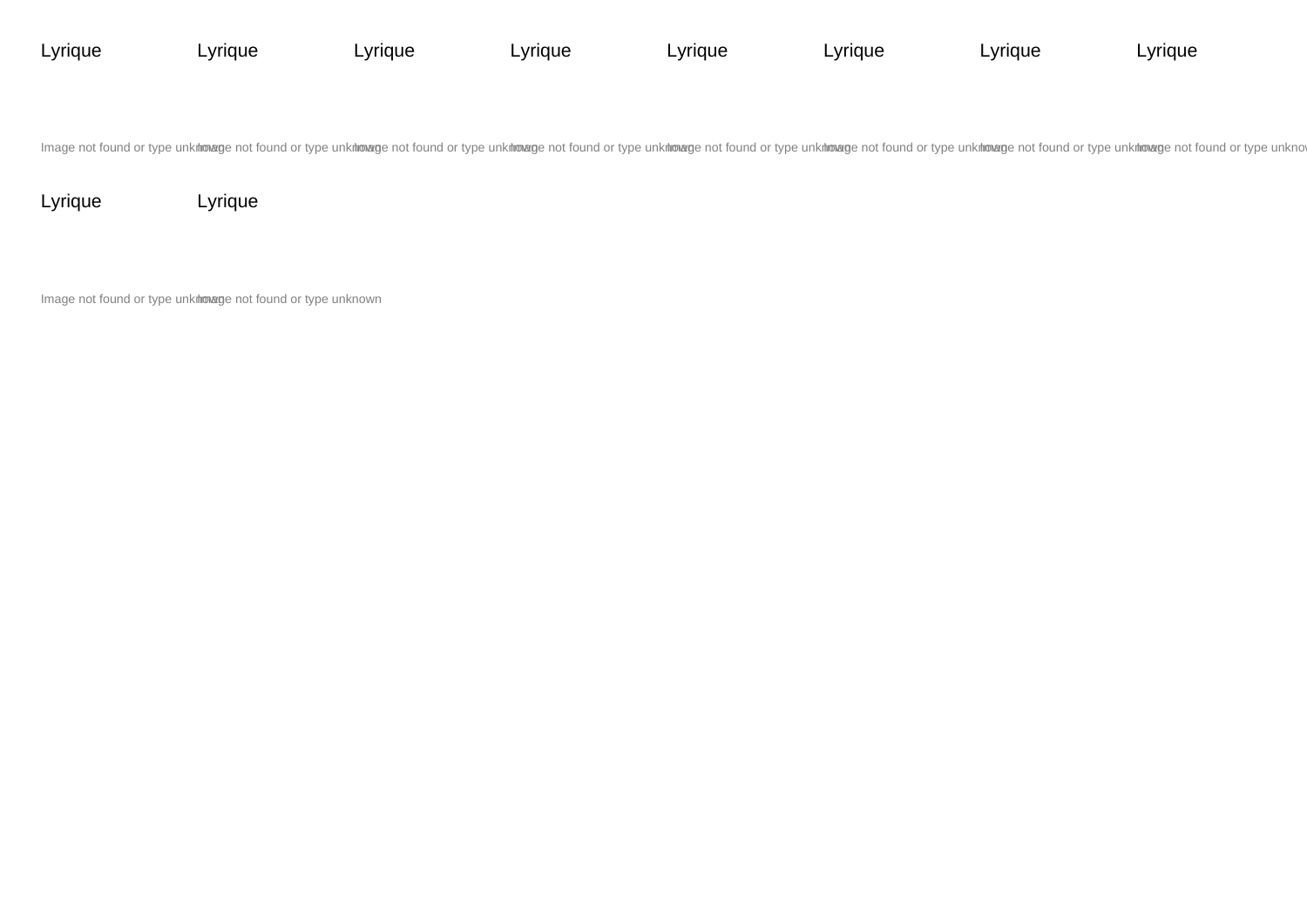Lyrique Lyrique Lyrique Lyrique Lyrique Lyrique Lyrique Lyrique

Image not found or type unknown Image not found or type unknown Image not found or type unknown Image not found or type unknown Image not found or type unknown Image not found or type unknown Image not found or type unknown Image not found or type unknown

Lyrique Lyrique

Image not found or type unknown Image not found or type unknown